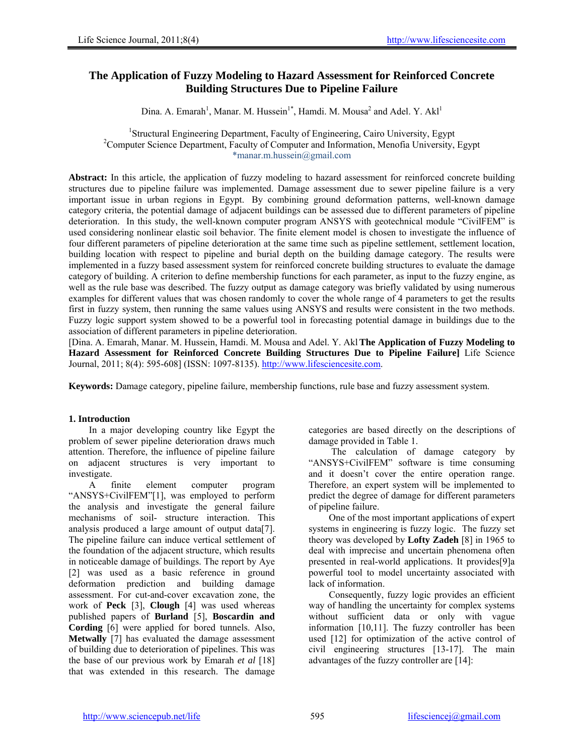# The Application of Fuzzy Modeling to Hazard Assessment for Reinforced Concrete Building Structures Due to Pipeline Failure

Dina. A. Emarah[1], Manar. M. Hussein[1*], Hamdi. M. Mousa[2] and Adel. Y. Akl[1]

[1]Structural Engineering Department, Faculty of Engineering, Cairo University, Egypt
[2]Computer Science Department, Faculty of Computer and Information, Menofia University, Egypt
*manar.m.hussein@gmail.com

**Abstract:** In this article, the application of fuzzy modeling to hazard assessment for reinforced concrete building structures due to pipeline failure was implemented. Damage assessment due to sewer pipeline failure is a very important issue in urban regions in Egypt. By combining ground deformation patterns, well-known damage category criteria, the potential damage of adjacent buildings can be assessed due to different parameters of pipeline deterioration. In this study, the well-known computer program ANSYS with geotechnical module "CivilFEM" is used considering nonlinear elastic soil behavior. The finite element model is chosen to investigate the influence of four different parameters of pipeline deterioration at the same time such as pipeline settlement, settlement location, building location with respect to pipeline and burial depth on the building damage category. The results were implemented in a fuzzy based assessment system for reinforced concrete building structures to evaluate the damage category of building. A criterion to define membership functions for each parameter, as input to the fuzzy engine, as well as the rule base was described. The fuzzy output as damage category was briefly validated by using numerous examples for different values that was chosen randomly to cover the whole range of 4 parameters to get the results first in fuzzy system, then running the same values using ANSYS and results were consistent in the two methods. Fuzzy logic support system showed to be a powerful tool in forecasting potential damage in buildings due to the association of different parameters in pipeline deterioration.

[Dina. A. Emarah, Manar. M. Hussein, Hamdi. M. Mousa and Adel. Y. Akl **The Application of Fuzzy Modeling to Hazard Assessment for Reinforced Concrete Building Structures Due to Pipeline Failure]** Life Science Journal, 2011; 8(4): 595-608] (ISSN: 1097-8135). http://www.lifesciencesite.com.

**Keywords:** Damage category, pipeline failure, membership functions, rule base and fuzzy assessment system.

## 1. Introduction

In a major developing country like Egypt the problem of sewer pipeline deterioration draws much attention. Therefore, the influence of pipeline failure on adjacent structures is very important to investigate.

A finite element computer program "ANSYS+CivilFEM"[1], was employed to perform the analysis and investigate the general failure mechanisms of soil- structure interaction. This analysis produced a large amount of output data[7]. The pipeline failure can induce vertical settlement of the foundation of the adjacent structure, which results in noticeable damage of buildings. The report by Aye [2] was used as a basic reference in ground deformation prediction and building damage assessment. For cut-and-cover excavation zone, the work of **Peck** [3], **Clough** [4] was used whereas published papers of **Burland** [5], **Boscardin and Cording** [6] were applied for bored tunnels. Also, **Metwally** [7] has evaluated the damage assessment of building due to deterioration of pipelines. This was the base of our previous work by Emarah *et al* [18] that was extended in this research. The damage categories are based directly on the descriptions of damage provided in Table 1.

The calculation of damage category by "ANSYS+CivilFEM" software is time consuming and it doesn't cover the entire operation range. Therefore, an expert system will be implemented to predict the degree of damage for different parameters of pipeline failure.

One of the most important applications of expert systems in engineering is fuzzy logic. The fuzzy set theory was developed by **Lofty Zadeh** [8] in 1965 to deal with imprecise and uncertain phenomena often presented in real-world applications. It provides[9]a powerful tool to model uncertainty associated with lack of information.

Consequently, fuzzy logic provides an efficient way of handling the uncertainty for complex systems without sufficient data or only with vague information [10,11]. The fuzzy controller has been used [12] for optimization of the active control of civil engineering structures [13-17]. The main advantages of the fuzzy controller are [14]: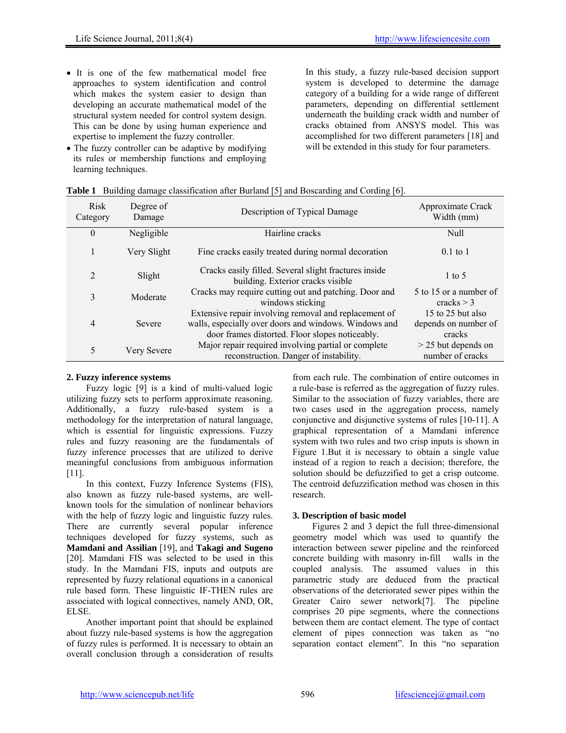- It is one of the few mathematical model free approaches to system identification and control which makes the system easier to design than developing an accurate mathematical model of the structural system needed for control system design. This can be done by using human experience and expertise to implement the fuzzy controller.
- The fuzzy controller can be adaptive by modifying its rules or membership functions and employing learning techniques.

In this study, a fuzzy rule-based decision support system is developed to determine the damage category of a building for a wide range of different parameters, depending on differential settlement underneath the building crack width and number of cracks obtained from ANSYS model. This was accomplished for two different parameters [18] and will be extended in this study for four parameters.

**Table 1** Building damage classification after Burland [5] and Boscarding and Cording [6].

| Risk Category | Degree of Damage | Description of Typical Damage | Approximate Crack Width (mm) |
|---|---|---|---|
| 0 | Negligible | Hairline cracks | Null |
| 1 | Very Slight | Fine cracks easily treated during normal decoration | 0.1 to 1 |
| 2 | Slight | Cracks easily filled. Several slight fractures inside building. Exterior cracks visible | 1 to 5 |
| 3 | Moderate | Cracks may require cutting out and patching. Door and windows sticking | 5 to 15 or a number of cracks > 3 |
| 4 | Severe | Extensive repair involving removal and replacement of walls, especially over doors and windows. Windows and door frames distorted. Floor slopes noticeably. | 15 to 25 but also depends on number of cracks |
| 5 | Very Severe | Major repair required involving partial or complete reconstruction. Danger of instability. | > 25 but depends on number of cracks |

## 2. Fuzzy inference systems

Fuzzy logic [9] is a kind of multi-valued logic utilizing fuzzy sets to perform approximate reasoning. Additionally, a fuzzy rule-based system is a methodology for the interpretation of natural language, which is essential for linguistic expressions. Fuzzy rules and fuzzy reasoning are the fundamentals of fuzzy inference processes that are utilized to derive meaningful conclusions from ambiguous information [11].

In this context, Fuzzy Inference Systems (FIS), also known as fuzzy rule-based systems, are well-known tools for the simulation of nonlinear behaviors with the help of fuzzy logic and linguistic fuzzy rules. There are currently several popular inference techniques developed for fuzzy systems, such as **Mamdani and Assilian** [19], and **Takagi and Sugeno** [20]. Mamdani FIS was selected to be used in this study. In the Mamdani FIS, inputs and outputs are represented by fuzzy relational equations in a canonical rule based form. These linguistic IF-THEN rules are associated with logical connectives, namely AND, OR, ELSE.

Another important point that should be explained about fuzzy rule-based systems is how the aggregation of fuzzy rules is performed. It is necessary to obtain an overall conclusion through a consideration of results from each rule. The combination of entire outcomes in a rule-base is referred as the aggregation of fuzzy rules. Similar to the association of fuzzy variables, there are two cases used in the aggregation process, namely conjunctive and disjunctive systems of rules [10-11]. A graphical representation of a Mamdani inference system with two rules and two crisp inputs is shown in Figure 1.But it is necessary to obtain a single value instead of a region to reach a decision; therefore, the solution should be defuzzified to get a crisp outcome. The centroid defuzzification method was chosen in this research.

## 3. Description of basic model

Figures 2 and 3 depict the full three-dimensional geometry model which was used to quantify the interaction between sewer pipeline and the reinforced concrete building with masonry in-fill walls in the coupled analysis. The assumed values in this parametric study are deduced from the practical observations of the deteriorated sewer pipes within the Greater Cairo sewer network[7]. The pipeline comprises 20 pipe segments, where the connections between them are contact element. The type of contact element of pipes connection was taken as "no separation contact element". In this "no separation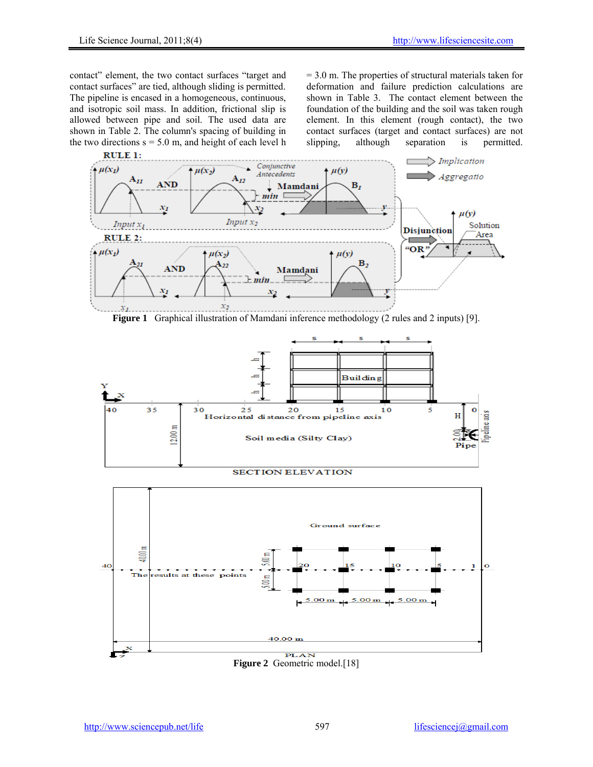contact" element, the two contact surfaces "target and contact surfaces" are tied, although sliding is permitted. The pipeline is encased in a homogeneous, continuous, and isotropic soil mass. In addition, frictional slip is allowed between pipe and soil. The used data are shown in Table 2. The column's spacing of building in the two directions s = 5.0 m, and height of each level h = 3.0 m. The properties of structural materials taken for deformation and failure prediction calculations are shown in Table 3. The contact element between the foundation of the building and the soil was taken rough element. In this element (rough contact), the two contact surfaces (target and contact surfaces) are not slipping, although separation is permitted.

**Figure 1** Graphical illustration of Mamdani inference methodology (2 rules and 2 inputs) [9].

**Figure 2** Geometric model.[18]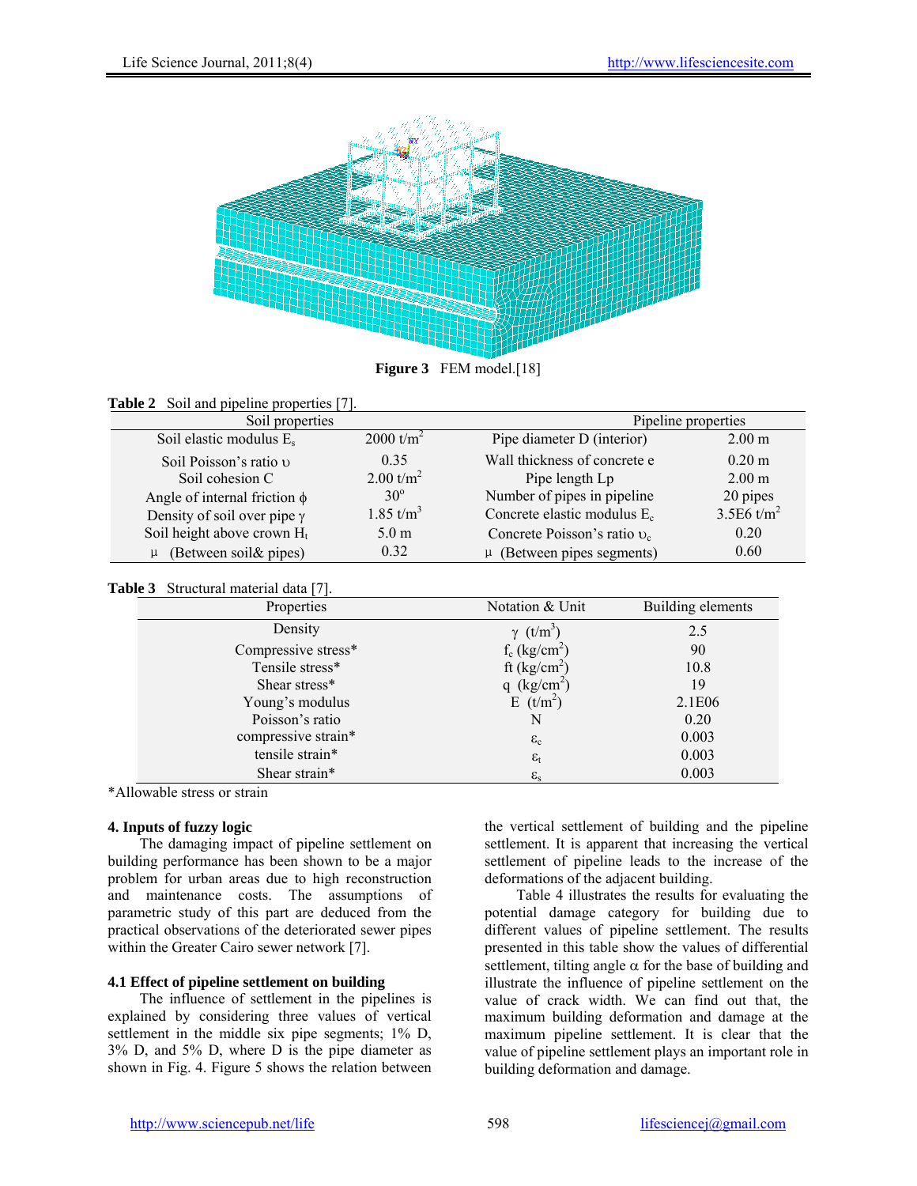**Figure 3** FEM model.[18]

**Table 2** Soil and pipeline properties [7].

| Soil properties | | Pipeline properties | |
|---|---|---|---|
| Soil elastic modulus $E_s$ | 2000 $t/m^2$ | Pipe diameter D (interior) | 2.00 m |
| Soil Poisson's ratio $\upsilon$ | 0.35 | Wall thickness of concrete e | 0.20 m |
| Soil cohesion C | 2.00 $t/m^2$ | Pipe length Lp | 2.00 m |
| Angle of internal friction $\phi$ | $30^o$ | Number of pipes in pipeline | 20 pipes |
| Density of soil over pipe $\gamma$ | 1.85 $t/m^3$ | Concrete elastic modulus $E_c$ | 3.5E6 $t/m^2$ |
| Soil height above crown $H_t$ | 5.0 m | Concrete Poisson's ratio $\upsilon_c$ | 0.20 |
| $\mu$ (Between soil& pipes) | 0.32 | $\mu$ (Between pipes segments) | 0.60 |

**Table 3** Structural material data [7].

| Properties | Notation & Unit | Building elements |
|---|---|---|
| Density | $\gamma$ ($t/m^3$) | 2.5 |
| Compressive stress* | $f_c$ ($kg/cm^2$) | 90 |
| Tensile stress* | ft ($kg/cm^2$) | 10.8 |
| Shear stress* | q ($kg/cm^2$) | 19 |
| Young's modulus | E ($t/m^2$) | 2.1E06 |
| Poisson's ratio | N | 0.20 |
| compressive strain* | $\varepsilon_c$ | 0.003 |
| tensile strain* | $\varepsilon_t$ | 0.003 |
| Shear strain* | $\varepsilon_s$ | 0.003 |

*Allowable stress or strain

#### 4. Inputs of fuzzy logic

The damaging impact of pipeline settlement on building performance has been shown to be a major problem for urban areas due to high reconstruction and maintenance costs. The assumptions of parametric study of this part are deduced from the practical observations of the deteriorated sewer pipes within the Greater Cairo sewer network [7].

#### 4.1 Effect of pipeline settlement on building

The influence of settlement in the pipelines is explained by considering three values of vertical settlement in the middle six pipe segments; 1% D, 3% D, and 5% D, where D is the pipe diameter as shown in Fig. 4. Figure 5 shows the relation between the vertical settlement of building and the pipeline settlement. It is apparent that increasing the vertical settlement of pipeline leads to the increase of the deformations of the adjacent building.

Table 4 illustrates the results for evaluating the potential damage category for building due to different values of pipeline settlement. The results presented in this table show the values of differential settlement, tilting angle $\alpha$ for the base of building and illustrate the influence of pipeline settlement on the value of crack width. We can find out that, the maximum building deformation and damage at the maximum pipeline settlement. It is clear that the value of pipeline settlement plays an important role in building deformation and damage.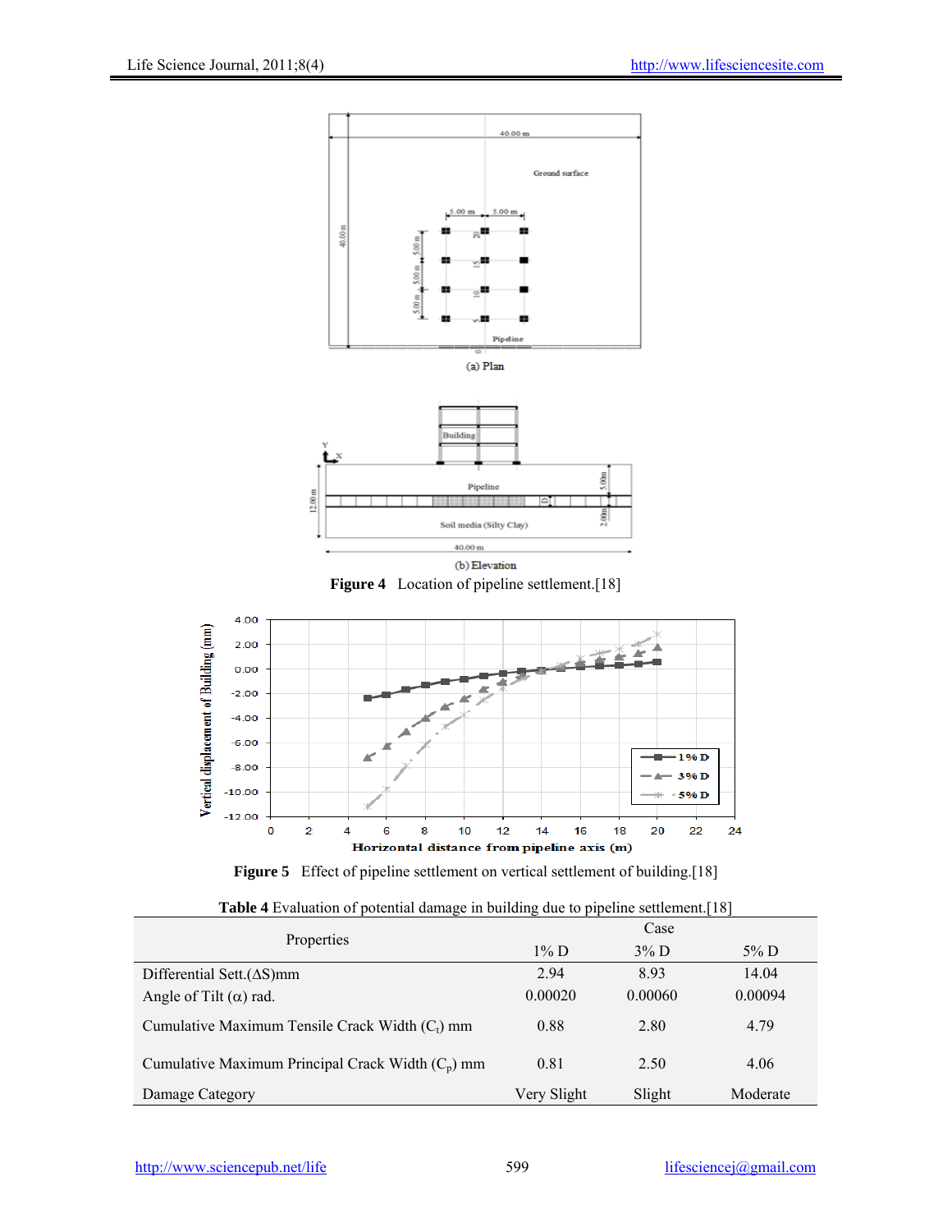**Figure 4** Location of pipeline settlement.[18]

**Figure 5** Effect of pipeline settlement on vertical settlement of building.[18]

**Table 4** Evaluation of potential damage in building due to pipeline settlement.[18]

| Properties | Case | | |
|---|---|---|---|
| | 1% D | 3% D | 5% D |
| Differential Sett.($\Delta$S)mm | 2.94 | 8.93 | 14.04 |
| Angle of Tilt ($\alpha$) rad. | 0.00020 | 0.00060 | 0.00094 |
| Cumulative Maximum Tensile Crack Width ($C_t$) mm | 0.88 | 2.80 | 4.79 |
| Cumulative Maximum Principal Crack Width ($C_p$) mm | 0.81 | 2.50 | 4.06 |
| Damage Category | Very Slight | Slight | Moderate |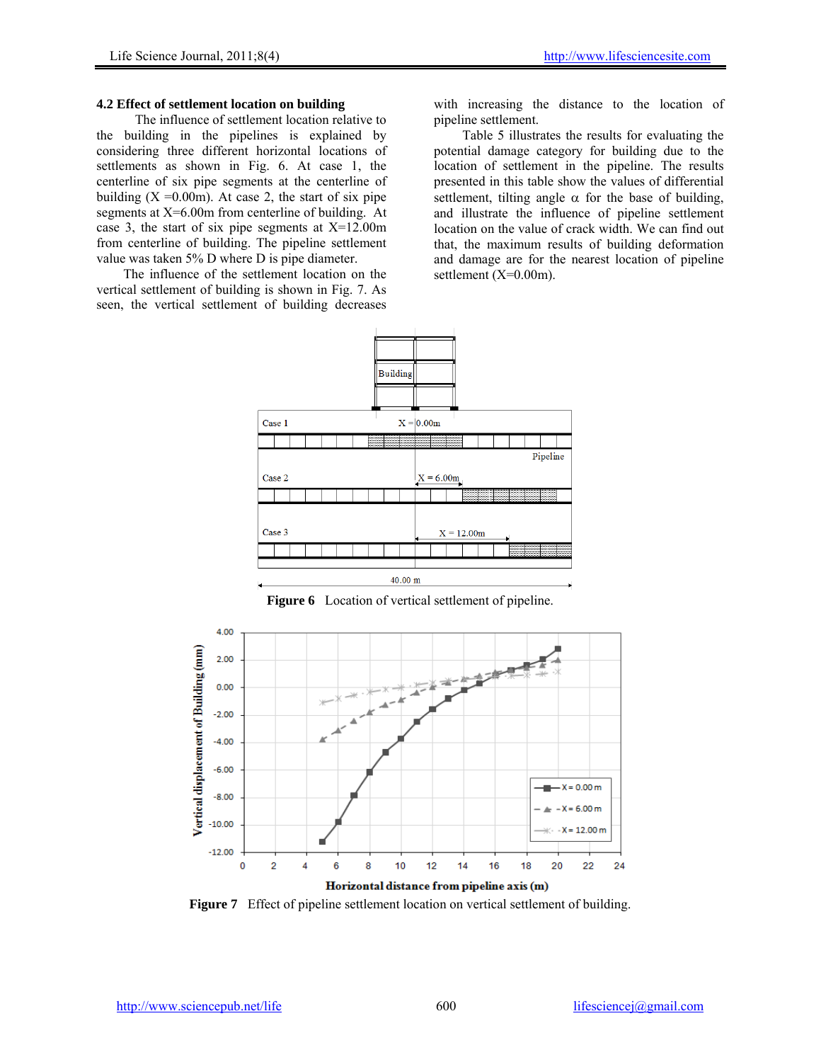### 4.2 Effect of settlement location on building

The influence of settlement location relative to the building in the pipelines is explained by considering three different horizontal locations of settlements as shown in Fig. 6. At case 1, the centerline of six pipe segments at the centerline of building (X =0.00m). At case 2, the start of six pipe segments at X=6.00m from centerline of building. At case 3, the start of six pipe segments at X=12.00m from centerline of building. The pipeline settlement value was taken 5% D where D is pipe diameter.

The influence of the settlement location on the vertical settlement of building is shown in Fig. 7. As seen, the vertical settlement of building decreases with increasing the distance to the location of pipeline settlement.

Table 5 illustrates the results for evaluating the potential damage category for building due to the location of settlement in the pipeline. The results presented in this table show the values of differential settlement, tilting angle α for the base of building, and illustrate the influence of pipeline settlement location on the value of crack width. We can find out that, the maximum results of building deformation and damage are for the nearest location of pipeline settlement (X=0.00m).

**Figure 6** Location of vertical settlement of pipeline.

**Figure 7** Effect of pipeline settlement location on vertical settlement of building.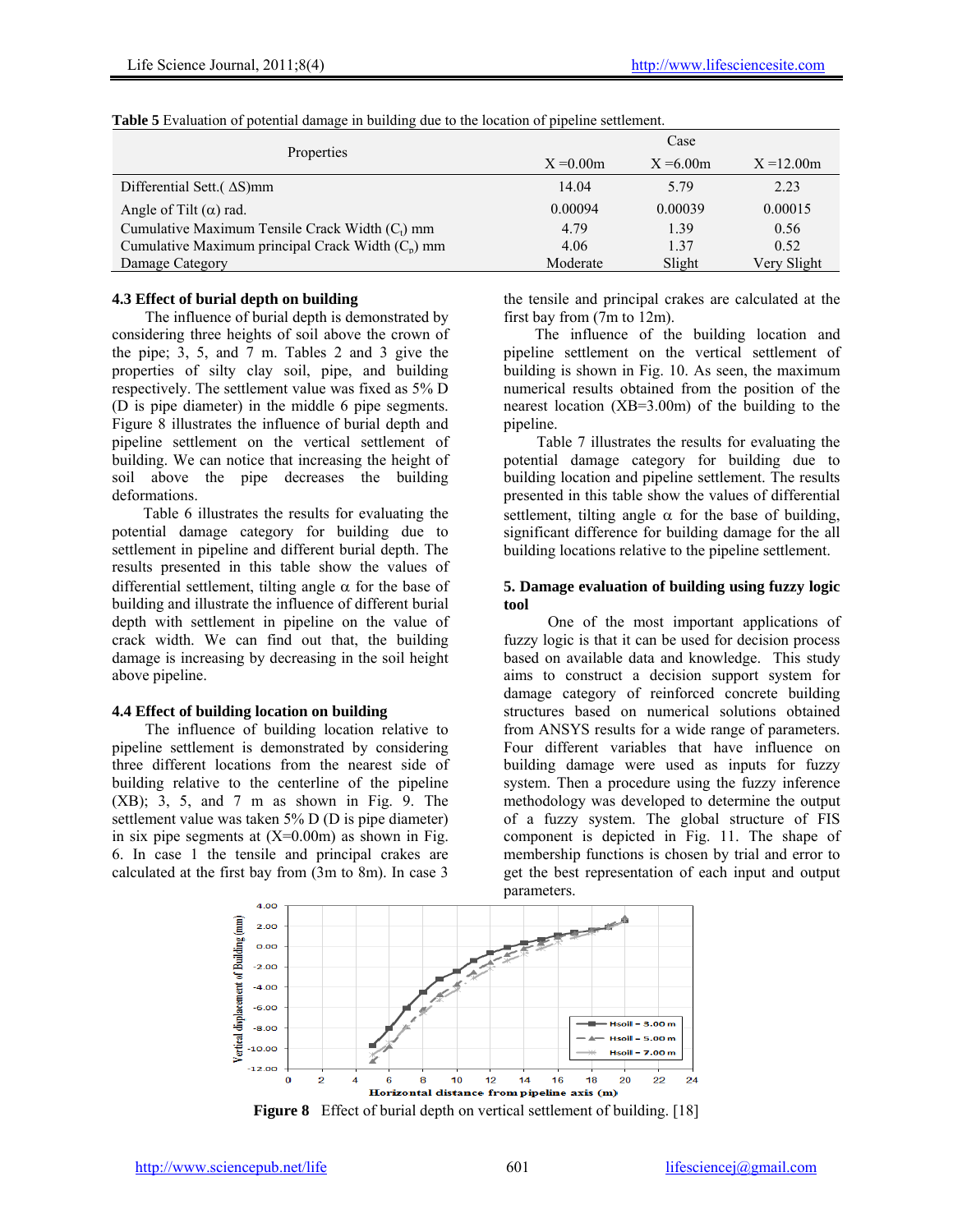**Table 5** Evaluation of potential damage in building due to the location of pipeline settlement.

| Properties | Case | | |
|---|---|---|---|
| | X =0.00m | X =6.00m | X =12.00m |
| Differential Sett.( ΔS)mm | 14.04 | 5.79 | 2.23 |
| Angle of Tilt (α) rad. | 0.00094 | 0.00039 | 0.00015 |
| Cumulative Maximum Tensile Crack Width ($C_t$) mm | 4.79 | 1.39 | 0.56 |
| Cumulative Maximum principal Crack Width ($C_p$) mm | 4.06 | 1.37 | 0.52 |
| Damage Category | Moderate | Slight | Very Slight |

### 4.3 Effect of burial depth on building

The influence of burial depth is demonstrated by considering three heights of soil above the crown of the pipe; 3, 5, and 7 m. Tables 2 and 3 give the properties of silty clay soil, pipe, and building respectively. The settlement value was fixed as 5% D (D is pipe diameter) in the middle 6 pipe segments. Figure 8 illustrates the influence of burial depth and pipeline settlement on the vertical settlement of building. We can notice that increasing the height of soil above the pipe decreases the building deformations.

Table 6 illustrates the results for evaluating the potential damage category for building due to settlement in pipeline and different burial depth. The results presented in this table show the values of differential settlement, tilting angle α for the base of building and illustrate the influence of different burial depth with settlement in pipeline on the value of crack width. We can find out that, the building damage is increasing by decreasing in the soil height above pipeline.

### 4.4 Effect of building location on building

The influence of building location relative to pipeline settlement is demonstrated by considering three different locations from the nearest side of building relative to the centerline of the pipeline (XB); 3, 5, and 7 m as shown in Fig. 9. The settlement value was taken 5% D (D is pipe diameter) in six pipe segments at (X=0.00m) as shown in Fig. 6. In case 1 the tensile and principal crakes are calculated at the first bay from (3m to 8m). In case 3 the tensile and principal crakes are calculated at the first bay from (7m to 12m).

The influence of the building location and pipeline settlement on the vertical settlement of building is shown in Fig. 10. As seen, the maximum numerical results obtained from the position of the nearest location (XB=3.00m) of the building to the pipeline.

Table 7 illustrates the results for evaluating the potential damage category for building due to building location and pipeline settlement. The results presented in this table show the values of differential settlement, tilting angle α for the base of building, significant difference for building damage for the all building locations relative to the pipeline settlement.

## 5. Damage evaluation of building using fuzzy logic tool

One of the most important applications of fuzzy logic is that it can be used for decision process based on available data and knowledge. This study aims to construct a decision support system for damage category of reinforced concrete building structures based on numerical solutions obtained from ANSYS results for a wide range of parameters. Four different variables that have influence on building damage were used as inputs for fuzzy system. Then a procedure using the fuzzy inference methodology was developed to determine the output of a fuzzy system. The global structure of FIS component is depicted in Fig. 11. The shape of membership functions is chosen by trial and error to get the best representation of each input and output parameters.

**Figure 8** Effect of burial depth on vertical settlement of building. [18]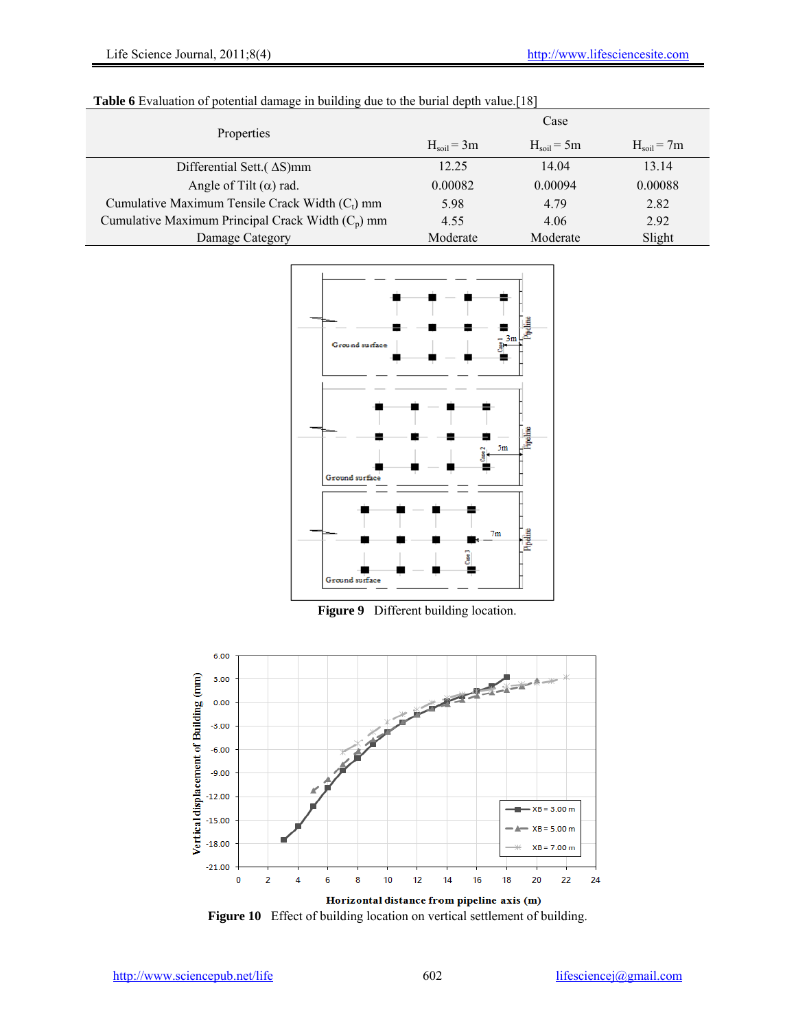**Table 6** Evaluation of potential damage in building due to the burial depth value.[18]

| Properties | Case | | |
|---|---|---|---|
| | $H_{soil} = 3m$ | $H_{soil} = 5m$ | $H_{soil} = 7m$ |
| Differential Sett.( ΔS)mm | 12.25 | 14.04 | 13.14 |
| Angle of Tilt (α) rad. | 0.00082 | 0.00094 | 0.00088 |
| Cumulative Maximum Tensile Crack Width ($C_t$) mm | 5.98 | 4.79 | 2.82 |
| Cumulative Maximum Principal Crack Width ($C_p$) mm | 4.55 | 4.06 | 2.92 |
| Damage Category | Moderate | Moderate | Slight |

**Figure 9** Different building location.

**Figure 10** Effect of building location on vertical settlement of building.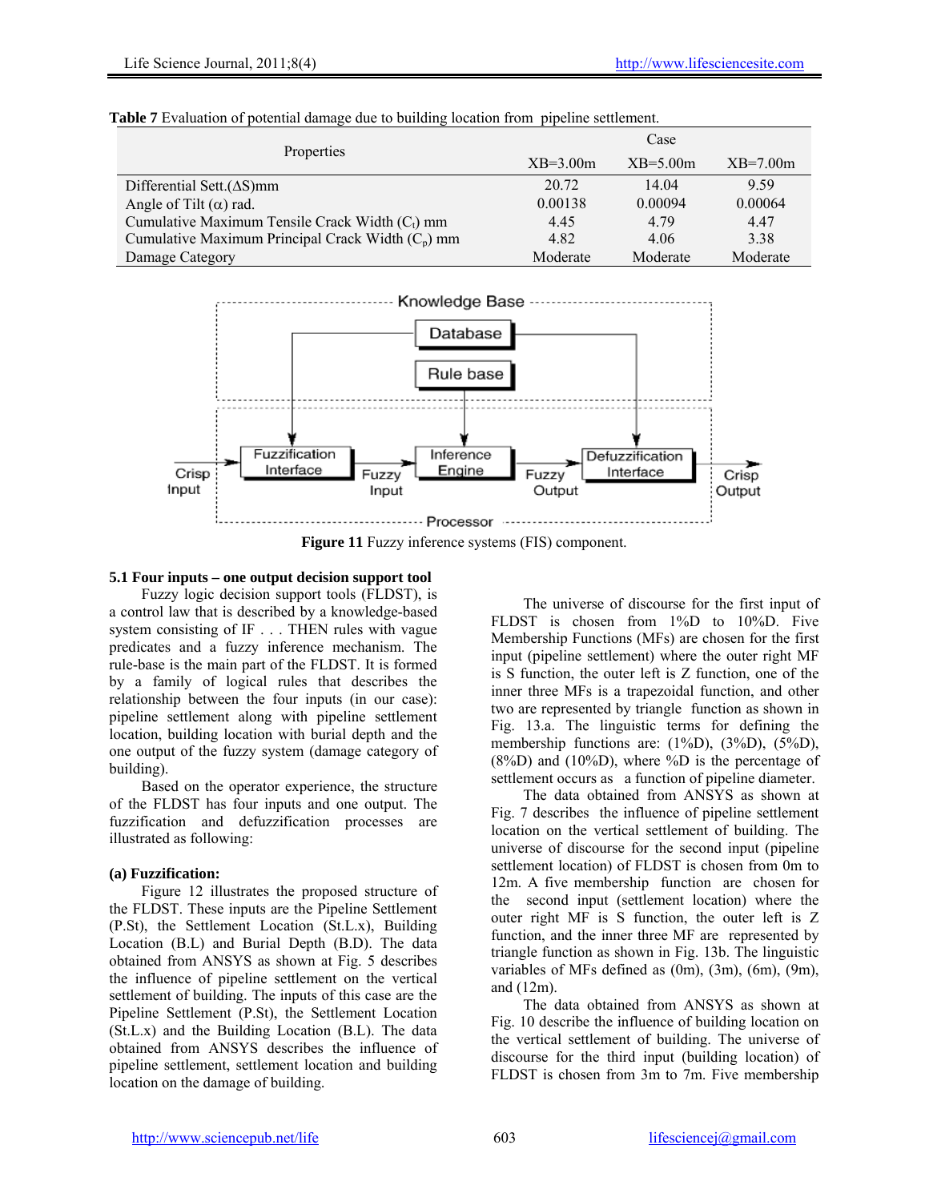**Table 7** Evaluation of potential damage due to building location from pipeline settlement.

| Properties | Case | | |
|---|---|---|---|
| | XB=3.00m | XB=5.00m | XB=7.00m |
| Differential Sett.(ΔS)mm | 20.72 | 14.04 | 9.59 |
| Angle of Tilt (α) rad. | 0.00138 | 0.00094 | 0.00064 |
| Cumulative Maximum Tensile Crack Width ($C_t$) mm | 4.45 | 4.79 | 4.47 |
| Cumulative Maximum Principal Crack Width ($C_p$) mm | 4.82 | 4.06 | 3.38 |
| Damage Category | Moderate | Moderate | Moderate |

**Figure 11** Fuzzy inference systems (FIS) component.

### 5.1 Four inputs – one output decision support tool

Fuzzy logic decision support tools (FLDST), is a control law that is described by a knowledge-based system consisting of IF . . . THEN rules with vague predicates and a fuzzy inference mechanism. The rule-base is the main part of the FLDST. It is formed by a family of logical rules that describes the relationship between the four inputs (in our case): pipeline settlement along with pipeline settlement location, building location with burial depth and the one output of the fuzzy system (damage category of building).

Based on the operator experience, the structure of the FLDST has four inputs and one output. The fuzzification and defuzzification processes are illustrated as following:

**(a) Fuzzification:**

Figure 12 illustrates the proposed structure of the FLDST. These inputs are the Pipeline Settlement (P.St), the Settlement Location (St.L.x), Building Location (B.L) and Burial Depth (B.D). The data obtained from ANSYS as shown at Fig. 5 describes the influence of pipeline settlement on the vertical settlement of building. The inputs of this case are the Pipeline Settlement (P.St), the Settlement Location (St.L.x) and the Building Location (B.L). The data obtained from ANSYS describes the influence of pipeline settlement, settlement location and building location on the damage of building.

The universe of discourse for the first input of FLDST is chosen from 1%D to 10%D. Five Membership Functions (MFs) are chosen for the first input (pipeline settlement) where the outer right MF is S function, the outer left is Z function, one of the inner three MFs is a trapezoidal function, and other two are represented by triangle function as shown in Fig. 13.a. The linguistic terms for defining the membership functions are: (1%D), (3%D), (5%D), (8%D) and (10%D), where %D is the percentage of settlement occurs as a function of pipeline diameter.

The data obtained from ANSYS as shown at Fig. 7 describes the influence of pipeline settlement location on the vertical settlement of building. The universe of discourse for the second input (pipeline settlement location) of FLDST is chosen from 0m to 12m. A five membership function are chosen for the second input (settlement location) where the outer right MF is S function, the outer left is Z function, and the inner three MF are represented by triangle function as shown in Fig. 13b. The linguistic variables of MFs defined as (0m), (3m), (6m), (9m), and (12m).

The data obtained from ANSYS as shown at Fig. 10 describe the influence of building location on the vertical settlement of building. The universe of discourse for the third input (building location) of FLDST is chosen from 3m to 7m. Five membership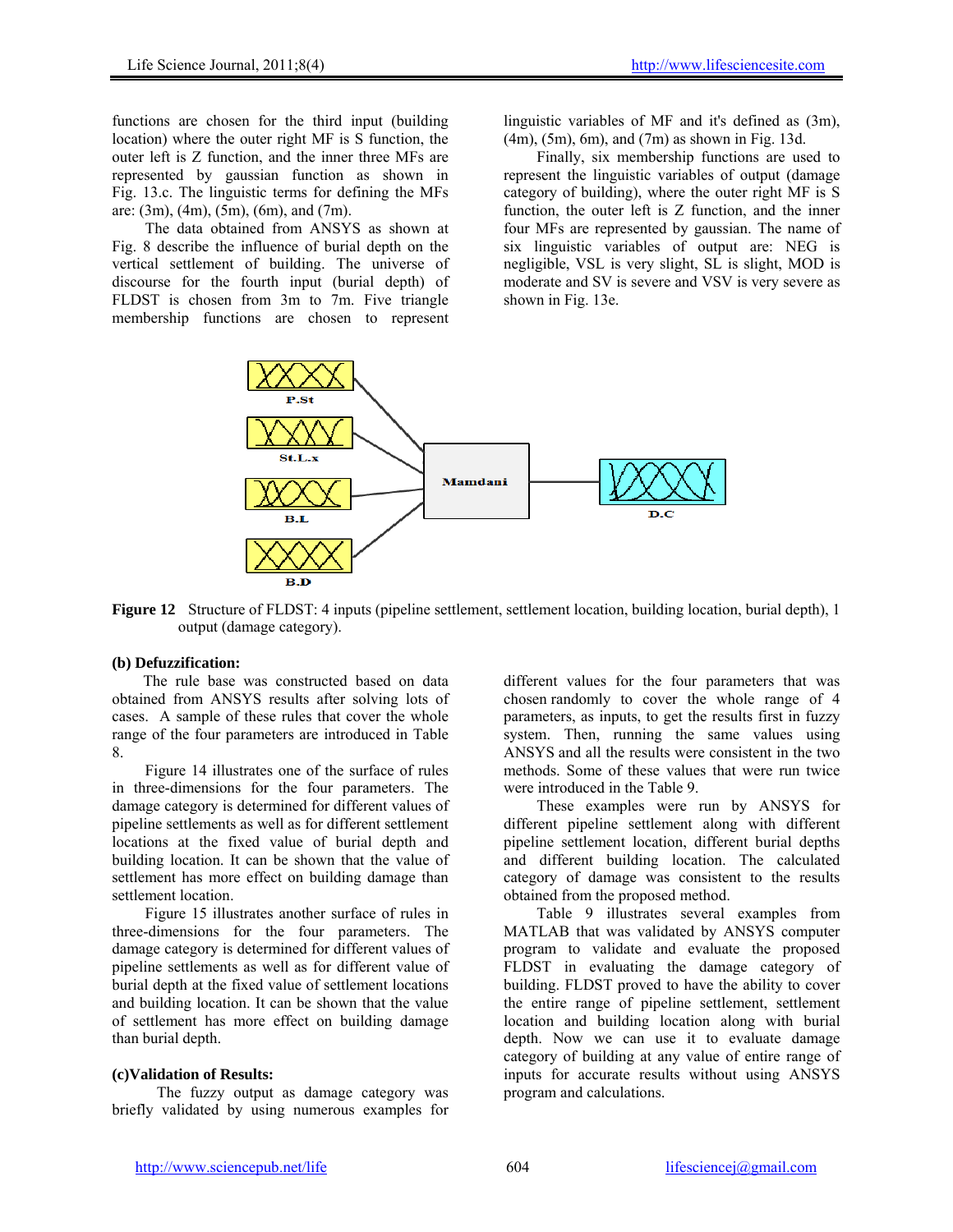functions are chosen for the third input (building location) where the outer right MF is S function, the outer left is Z function, and the inner three MFs are represented by gaussian function as shown in Fig. 13.c. The linguistic terms for defining the MFs are: (3m), (4m), (5m), (6m), and (7m).

The data obtained from ANSYS as shown at Fig. 8 describe the influence of burial depth on the vertical settlement of building. The universe of discourse for the fourth input (burial depth) of FLDST is chosen from 3m to 7m. Five triangle membership functions are chosen to represent linguistic variables of MF and it's defined as (3m), (4m), (5m), 6m), and (7m) as shown in Fig. 13d.

Finally, six membership functions are used to represent the linguistic variables of output (damage category of building), where the outer right MF is S function, the outer left is Z function, and the inner four MFs are represented by gaussian. The name of six linguistic variables of output are: NEG is negligible, VSL is very slight, SL is slight, MOD is moderate and SV is severe and VSV is very severe as shown in Fig. 13e.

**Figure 12** Structure of FLDST: 4 inputs (pipeline settlement, settlement location, building location, burial depth), 1 output (damage category).

### (b) Defuzzification:

The rule base was constructed based on data obtained from ANSYS results after solving lots of cases. A sample of these rules that cover the whole range of the four parameters are introduced in Table 8.

Figure 14 illustrates one of the surface of rules in three-dimensions for the four parameters. The damage category is determined for different values of pipeline settlements as well as for different settlement locations at the fixed value of burial depth and building location. It can be shown that the value of settlement has more effect on building damage than settlement location.

Figure 15 illustrates another surface of rules in three-dimensions for the four parameters. The damage category is determined for different values of pipeline settlements as well as for different value of burial depth at the fixed value of settlement locations and building location. It can be shown that the value of settlement has more effect on building damage than burial depth.

### (c)Validation of Results:

The fuzzy output as damage category was briefly validated by using numerous examples for different values for the four parameters that was chosen randomly to cover the whole range of 4 parameters, as inputs, to get the results first in fuzzy system. Then, running the same values using ANSYS and all the results were consistent in the two methods. Some of these values that were run twice were introduced in the Table 9.

These examples were run by ANSYS for different pipeline settlement along with different pipeline settlement location, different burial depths and different building location. The calculated category of damage was consistent to the results obtained from the proposed method.

Table 9 illustrates several examples from MATLAB that was validated by ANSYS computer program to validate and evaluate the proposed FLDST in evaluating the damage category of building. FLDST proved to have the ability to cover the entire range of pipeline settlement, settlement location and building location along with burial depth. Now we can use it to evaluate damage category of building at any value of entire range of inputs for accurate results without using ANSYS program and calculations.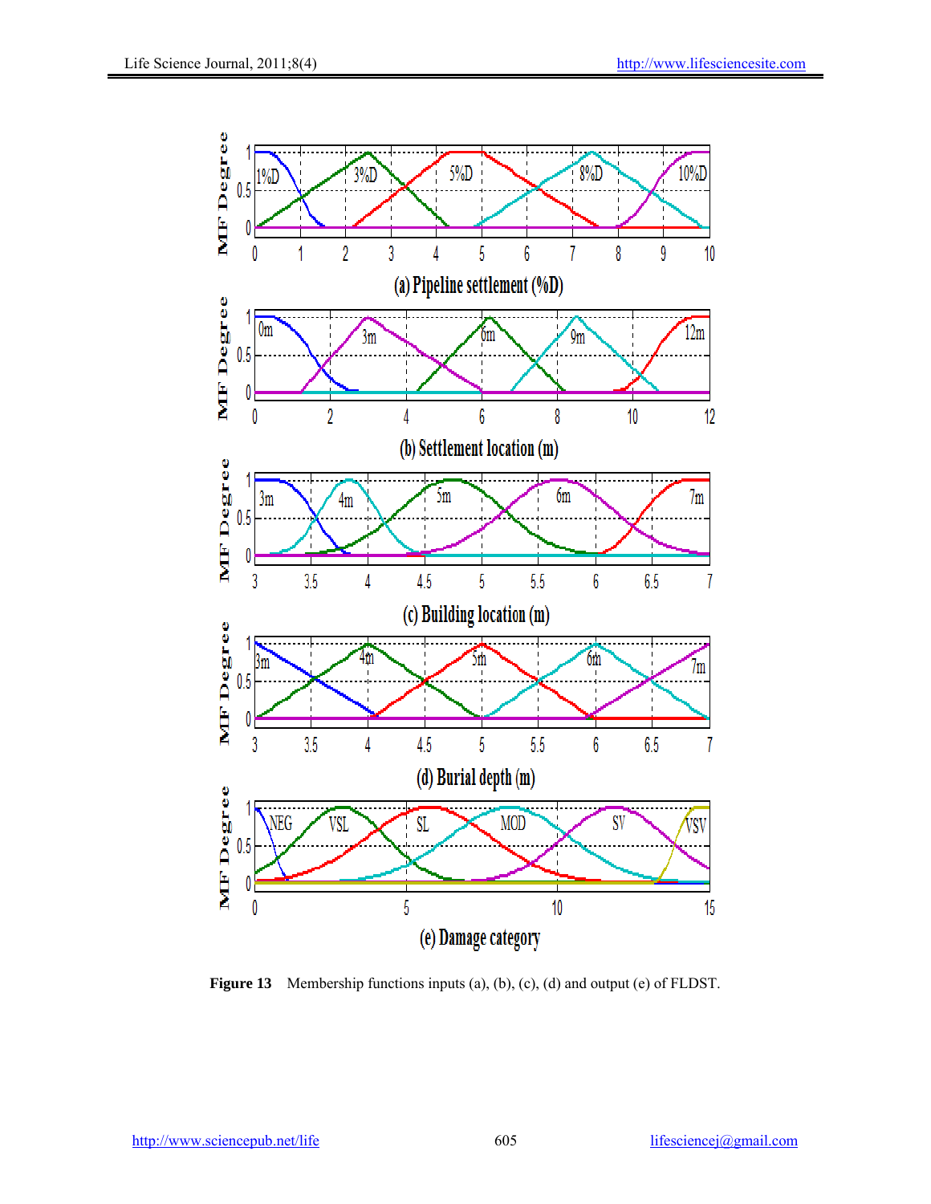Figure 13 Membership functions inputs (a), (b), (c), (d) and output (e) of FLDST.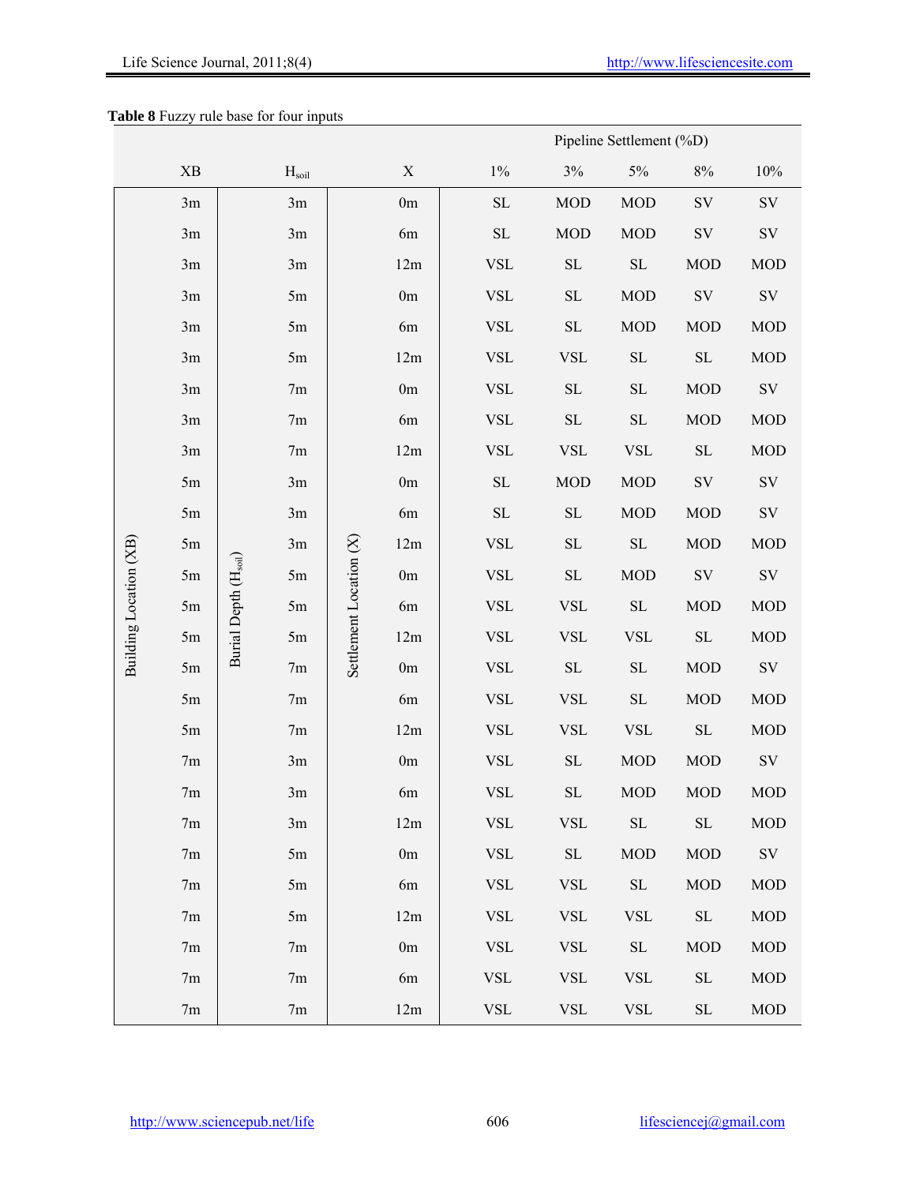**Table 8** Fuzzy rule base for four inputs

| Building Location (XB) | Burial Depth ($H_{soil}$) | Settlement Location (X) | Pipeline Settlement (%D) | | | | |
|---|---|---|---|---|---|---|---|
| XB | $H_{soil}$ | X | 1% | 3% | 5% | 8% | 10% |
| 3m | 3m | 0m | SL | MOD | MOD | SV | SV |
| 3m | 3m | 6m | SL | MOD | MOD | SV | SV |
| 3m | 3m | 12m | VSL | SL | SL | MOD | MOD |
| 3m | 5m | 0m | VSL | SL | MOD | SV | SV |
| 3m | 5m | 6m | VSL | SL | MOD | MOD | MOD |
| 3m | 5m | 12m | VSL | VSL | SL | SL | MOD |
| 3m | 7m | 0m | VSL | SL | SL | MOD | SV |
| 3m | 7m | 6m | VSL | SL | SL | MOD | MOD |
| 3m | 7m | 12m | VSL | VSL | VSL | SL | MOD |
| 5m | 3m | 0m | SL | MOD | MOD | SV | SV |
| 5m | 3m | 6m | SL | SL | MOD | MOD | SV |
| 5m | 3m | 12m | VSL | SL | SL | MOD | MOD |
| 5m | 5m | 0m | VSL | SL | MOD | SV | SV |
| 5m | 5m | 6m | VSL | VSL | SL | MOD | MOD |
| 5m | 5m | 12m | VSL | VSL | VSL | SL | MOD |
| 5m | 7m | 0m | VSL | SL | SL | MOD | SV |
| 5m | 7m | 6m | VSL | VSL | SL | MOD | MOD |
| 5m | 7m | 12m | VSL | VSL | VSL | SL | MOD |
| 7m | 3m | 0m | VSL | SL | MOD | MOD | SV |
| 7m | 3m | 6m | VSL | SL | MOD | MOD | MOD |
| 7m | 3m | 12m | VSL | VSL | SL | SL | MOD |
| 7m | 5m | 0m | VSL | SL | MOD | MOD | SV |
| 7m | 5m | 6m | VSL | VSL | SL | MOD | MOD |
| 7m | 5m | 12m | VSL | VSL | VSL | SL | MOD |
| 7m | 7m | 0m | VSL | VSL | SL | MOD | MOD |
| 7m | 7m | 6m | VSL | VSL | VSL | SL | MOD |
| 7m | 7m | 12m | VSL | VSL | VSL | SL | MOD |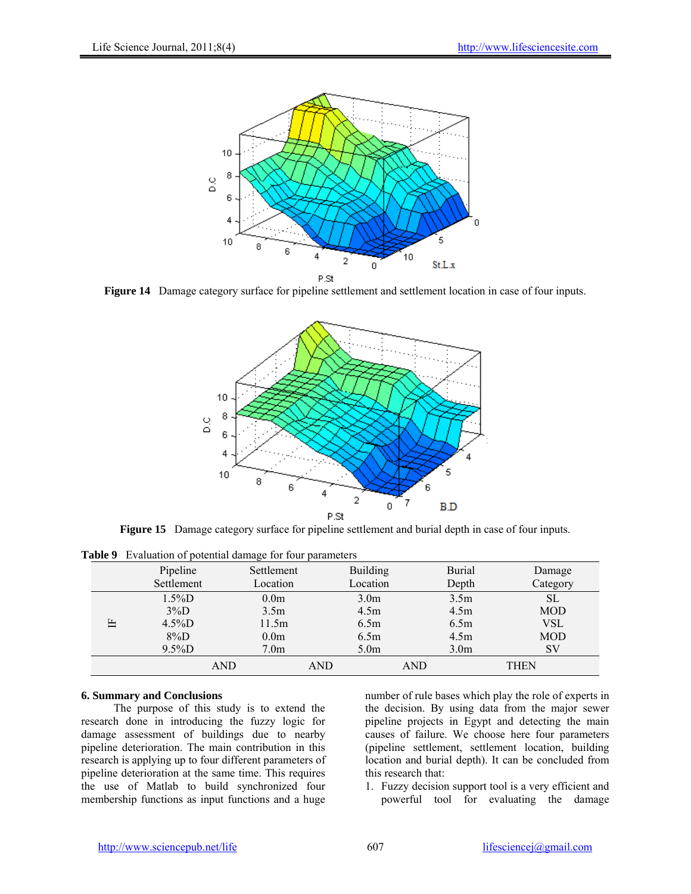**Figure 14** Damage category surface for pipeline settlement and settlement location in case of four inputs.

**Figure 15** Damage category surface for pipeline settlement and burial depth in case of four inputs.

**Table 9** Evaluation of potential damage for four parameters

| | Pipeline Settlement | Settlement Location | Building Location | Burial Depth | Damage Category |
|---|---|---|---|---|---|
| IF | 1.5%D | 0.0m | 3.0m | 3.5m | SL |
| | 3%D | 3.5m | 4.5m | 4.5m | MOD |
| | 4.5%D | 11.5m | 6.5m | 6.5m | VSL |
| | 8%D | 0.0m | 6.5m | 4.5m | MOD |
| | 9.5%D | 7.0m | 5.0m | 3.0m | SV |
| | AND | AND | AND | THEN | |

### 6. Summary and Conclusions

The purpose of this study is to extend the research done in introducing the fuzzy logic for damage assessment of buildings due to nearby pipeline deterioration. The main contribution in this research is applying up to four different parameters of pipeline deterioration at the same time. This requires the use of Matlab to build synchronized four membership functions as input functions and a huge number of rule bases which play the role of experts in the decision. By using data from the major sewer pipeline projects in Egypt and detecting the main causes of failure. We choose here four parameters (pipeline settlement, settlement location, building location and burial depth). It can be concluded from this research that:

1. Fuzzy decision support tool is a very efficient and powerful tool for evaluating the damage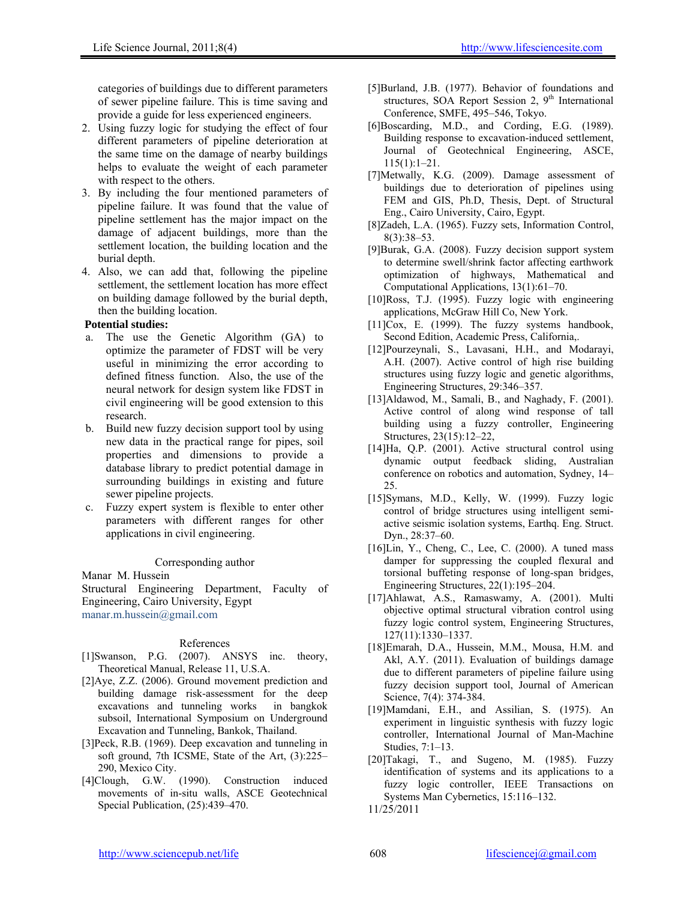categories of buildings due to different parameters of sewer pipeline failure. This is time saving and provide a guide for less experienced engineers.

2. Using fuzzy logic for studying the effect of four different parameters of pipeline deterioration at the same time on the damage of nearby buildings helps to evaluate the weight of each parameter with respect to the others.
3. By including the four mentioned parameters of pipeline failure. It was found that the value of pipeline settlement has the major impact on the damage of adjacent buildings, more than the settlement location, the building location and the burial depth.
4. Also, we can add that, following the pipeline settlement, the settlement location has more effect on building damage followed by the burial depth, then the building location.

**Potential studies:**

a. The use the Genetic Algorithm (GA) to optimize the parameter of FDST will be very useful in minimizing the error according to defined fitness function. Also, the use of the neural network for design system like FDST in civil engineering will be good extension to this research.

b. Build new fuzzy decision support tool by using new data in the practical range for pipes, soil properties and dimensions to provide a database library to predict potential damage in surrounding buildings in existing and future sewer pipeline projects.

c. Fuzzy expert system is flexible to enter other parameters with different ranges for other applications in civil engineering.

Corresponding author
Manar M. Hussein
Structural Engineering Department, Faculty of Engineering, Cairo University, Egypt
manar.m.hussein@gmail.com

## References

[1]Swanson, P.G. (2007). ANSYS inc. theory, Theoretical Manual, Release 11, U.S.A.

[2]Aye, Z.Z. (2006). Ground movement prediction and building damage risk-assessment for the deep excavations and tunneling works in bangkok subsoil, International Symposium on Underground Excavation and Tunneling, Bankok, Thailand.

[3]Peck, R.B. (1969). Deep excavation and tunneling in soft ground, 7th ICSME, State of the Art, (3):225–290, Mexico City.

[4]Clough, G.W. (1990). Construction induced movements of in-situ walls, ASCE Geotechnical Special Publication, (25):439–470.

[5]Burland, J.B. (1977). Behavior of foundations and structures, SOA Report Session 2, 9th International Conference, SMFE, 495–546, Tokyo.

[6]Boscarding, M.D., and Cording, E.G. (1989). Building response to excavation-induced settlement, Journal of Geotechnical Engineering, ASCE, 115(1):1–21.

[7]Metwally, K.G. (2009). Damage assessment of buildings due to deterioration of pipelines using FEM and GIS, Ph.D, Thesis, Dept. of Structural Eng., Cairo University, Cairo, Egypt.

[8]Zadeh, L.A. (1965). Fuzzy sets, Information Control, 8(3):38–53.

[9]Burak, G.A. (2008). Fuzzy decision support system to determine swell/shrink factor affecting earthwork optimization of highways, Mathematical and Computational Applications, 13(1):61–70.

[10]Ross, T.J. (1995). Fuzzy logic with engineering applications, McGraw Hill Co, New York.

[11]Cox, E. (1999). The fuzzy systems handbook, Second Edition, Academic Press, California,.

[12]Pourzeynali, S., Lavasani, H.H., and Modarayi, A.H. (2007). Active control of high rise building structures using fuzzy logic and genetic algorithms, Engineering Structures, 29:346–357.

[13]Aldawod, M., Samali, B., and Naghady, F. (2001). Active control of along wind response of tall building using a fuzzy controller, Engineering Structures, 23(15):12–22,

[14]Ha, Q.P. (2001). Active structural control using dynamic output feedback sliding, Australian conference on robotics and automation, Sydney, 14–25.

[15]Symans, M.D., Kelly, W. (1999). Fuzzy logic control of bridge structures using intelligent semi-active seismic isolation systems, Earthq. Eng. Struct. Dyn., 28:37–60.

[16]Lin, Y., Cheng, C., Lee, C. (2000). A tuned mass damper for suppressing the coupled flexural and torsional buffeting response of long-span bridges, Engineering Structures, 22(1):195–204.

[17]Ahlawat, A.S., Ramaswamy, A. (2001). Multi objective optimal structural vibration control using fuzzy logic control system, Engineering Structures, 127(11):1330–1337.

[18]Emarah, D.A., Hussein, M.M., Mousa, H.M. and Akl, A.Y. (2011). Evaluation of buildings damage due to different parameters of pipeline failure using fuzzy decision support tool, Journal of American Science, 7(4): 374-384.

[19]Mamdani, E.H., and Assilian, S. (1975). An experiment in linguistic synthesis with fuzzy logic controller, International Journal of Man-Machine Studies, 7:1–13.

[20]Takagi, T., and Sugeno, M. (1985). Fuzzy identification of systems and its applications to a fuzzy logic controller, IEEE Transactions on Systems Man Cybernetics, 15:116–132.

11/25/2011